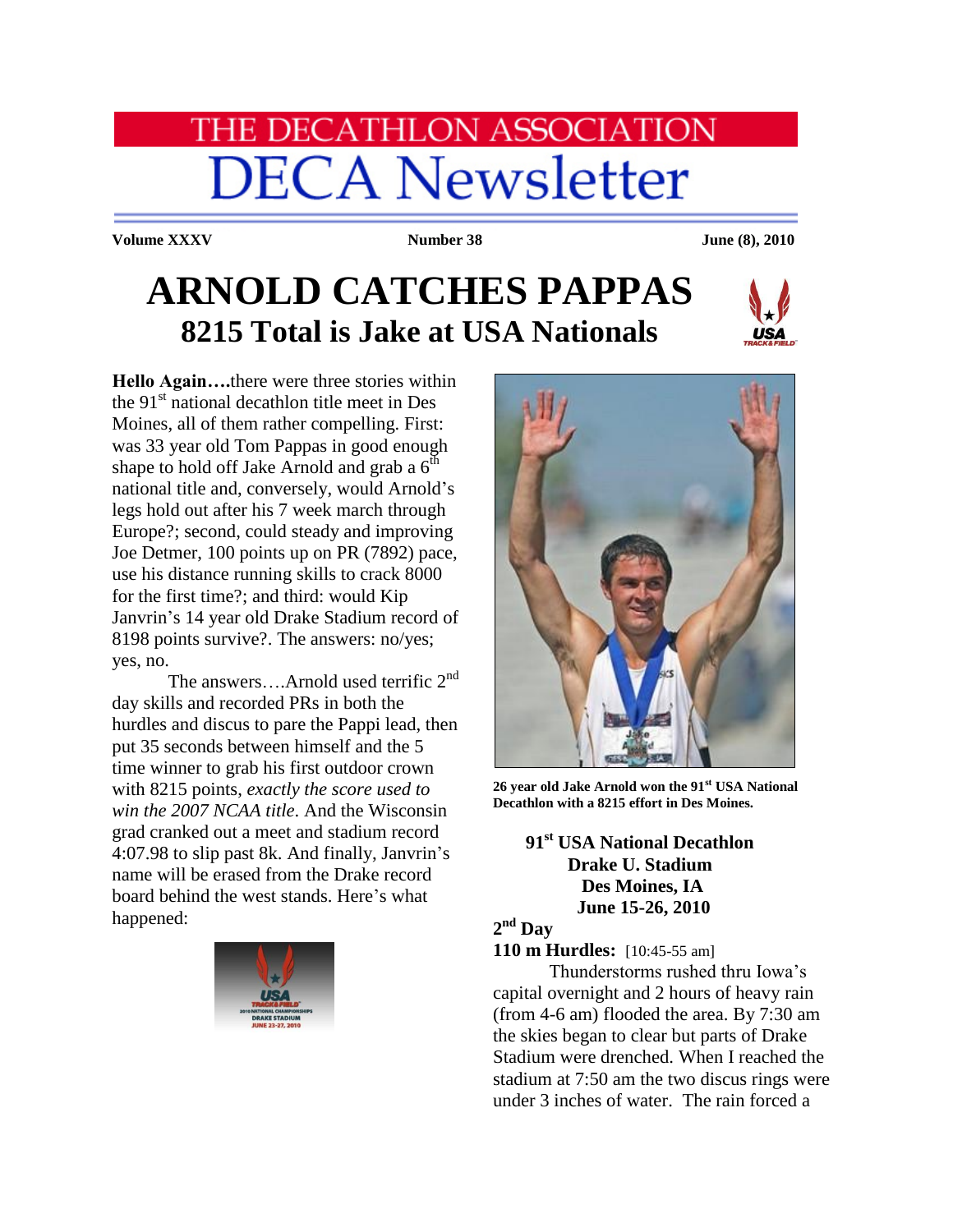# THE DECATHLON ASSOCIATION
# DECA Newsletter

**Volume XXXV** **Number 38** **June (8), 2010**

# ARNOLD CATCHES PAPPAS
## 8215 Total is Jake at USA Nationals

**Hello Again….**there were three stories within the 91st national decathlon title meet in Des Moines, all of them rather compelling. First: was 33 year old Tom Pappas in good enough shape to hold off Jake Arnold and grab a 6th national title and, conversely, would Arnold's legs hold out after his 7 week march through Europe?; second, could steady and improving Joe Detmer, 100 points up on PR (7892) pace, use his distance running skills to crack 8000 for the first time?; and third: would Kip Janvrin's 14 year old Drake Stadium record of 8198 points survive?. The answers: no/yes; yes, no.

The answers….Arnold used terrific 2nd day skills and recorded PRs in both the hurdles and discus to pare the Pappi lead, then put 35 seconds between himself and the 5 time winner to grab his first outdoor crown with 8215 points, *exactly the score used to win the 2007 NCAA title*. And the Wisconsin grad cranked out a meet and stadium record 4:07.98 to slip past 8k. And finally, Janvrin's name will be erased from the Drake record board behind the west stands. Here's what happened:

**26 year old Jake Arnold won the 91st USA National Decathlon with a 8215 effort in Des Moines.**

**91st USA National Decathlon**
**Drake U. Stadium**
**Des Moines, IA**
**June 15-26, 2010**

**2nd Day**

**110 m Hurdles:** [10:45-55 am]

Thunderstorms rushed thru Iowa's capital overnight and 2 hours of heavy rain (from 4-6 am) flooded the area. By 7:30 am the skies began to clear but parts of Drake Stadium were drenched. When I reached the stadium at 7:50 am the two discus rings were under 3 inches of water. The rain forced a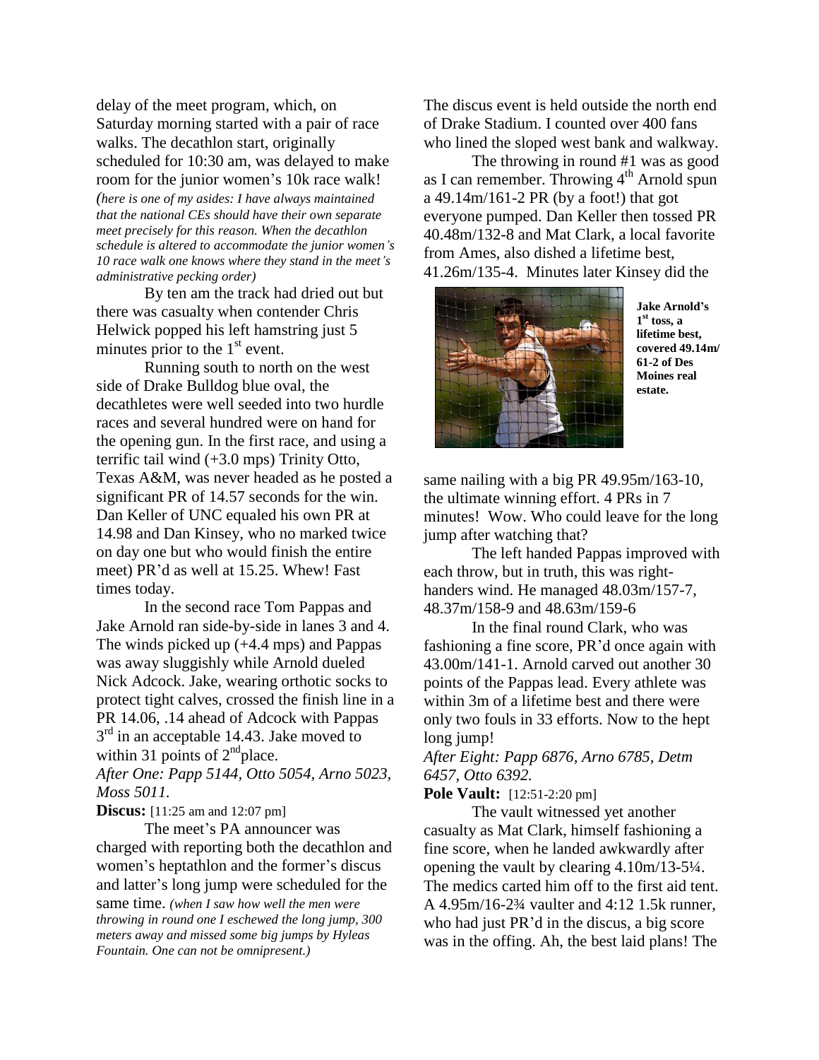delay of the meet program, which, on Saturday morning started with a pair of race walks. The decathlon start, originally scheduled for 10:30 am, was delayed to make room for the junior women's 10k race walk! *(here is one of my asides: I have always maintained that the national CEs should have their own separate meet precisely for this reason. When the decathlon schedule is altered to accommodate the junior women's 10 race walk one knows where they stand in the meet's administrative pecking order)*

By ten am the track had dried out but there was casualty when contender Chris Helwick popped his left hamstring just 5 minutes prior to the 1st event.

Running south to north on the west side of Drake Bulldog blue oval, the decathletes were well seeded into two hurdle races and several hundred were on hand for the opening gun. In the first race, and using a terrific tail wind (+3.0 mps) Trinity Otto, Texas A&M, was never headed as he posted a significant PR of 14.57 seconds for the win. Dan Keller of UNC equaled his own PR at 14.98 and Dan Kinsey, who no marked twice on day one but who would finish the entire meet) PR'd as well at 15.25. Whew! Fast times today.

In the second race Tom Pappas and Jake Arnold ran side-by-side in lanes 3 and 4. The winds picked up (+4.4 mps) and Pappas was away sluggishly while Arnold dueled Nick Adcock. Jake, wearing orthotic socks to protect tight calves, crossed the finish line in a PR 14.06, .14 ahead of Adcock with Pappas 3rd in an acceptable 14.43. Jake moved to within 31 points of 2nd place.

*After One: Papp 5144, Otto 5054, Arno 5023, Moss 5011.*

**Discus:** [11:25 am and 12:07 pm]

The meet's PA announcer was charged with reporting both the decathlon and women's heptathlon and the former's discus and latter's long jump were scheduled for the same time. *(when I saw how well the men were throwing in round one I eschewed the long jump, 300 meters away and missed some big jumps by Hyleas Fountain. One can not be omnipresent.)*

The discus event is held outside the north end of Drake Stadium. I counted over 400 fans who lined the sloped west bank and walkway.

The throwing in round #1 was as good as I can remember. Throwing 4th Arnold spun a 49.14m/161-2 PR (by a foot!) that got everyone pumped. Dan Keller then tossed PR 40.48m/132-8 and Mat Clark, a local favorite from Ames, also dished a lifetime best, 41.26m/135-4. Minutes later Kinsey did the same nailing with a big PR 49.95m/163-10, the ultimate winning effort. 4 PRs in 7 minutes! Wow. Who could leave for the long jump after watching that?

**Jake Arnold's 1st toss, a lifetime best, covered 49.14m/ 61-2 of Des Moines real estate.**

The left handed Pappas improved with each throw, but in truth, this was right-handers wind. He managed 48.03m/157-7, 48.37m/158-9 and 48.63m/159-6

In the final round Clark, who was fashioning a fine score, PR'd once again with 43.00m/141-1. Arnold carved out another 30 points of the Pappas lead. Every athlete was within 3m of a lifetime best and there were only two fouls in 33 efforts. Now to the hept long jump!

*After Eight: Papp 6876, Arno 6785, Detm 6457, Otto 6392.*

**Pole Vault:** [12:51-2:20 pm]

The vault witnessed yet another casualty as Mat Clark, himself fashioning a fine score, when he landed awkwardly after opening the vault by clearing 4.10m/13-5¼. The medics carted him off to the first aid tent. A 4.95m/16-2¾ vaulter and 4:12 1.5k runner, who had just PR'd in the discus, a big score was in the offing. Ah, the best laid plans! The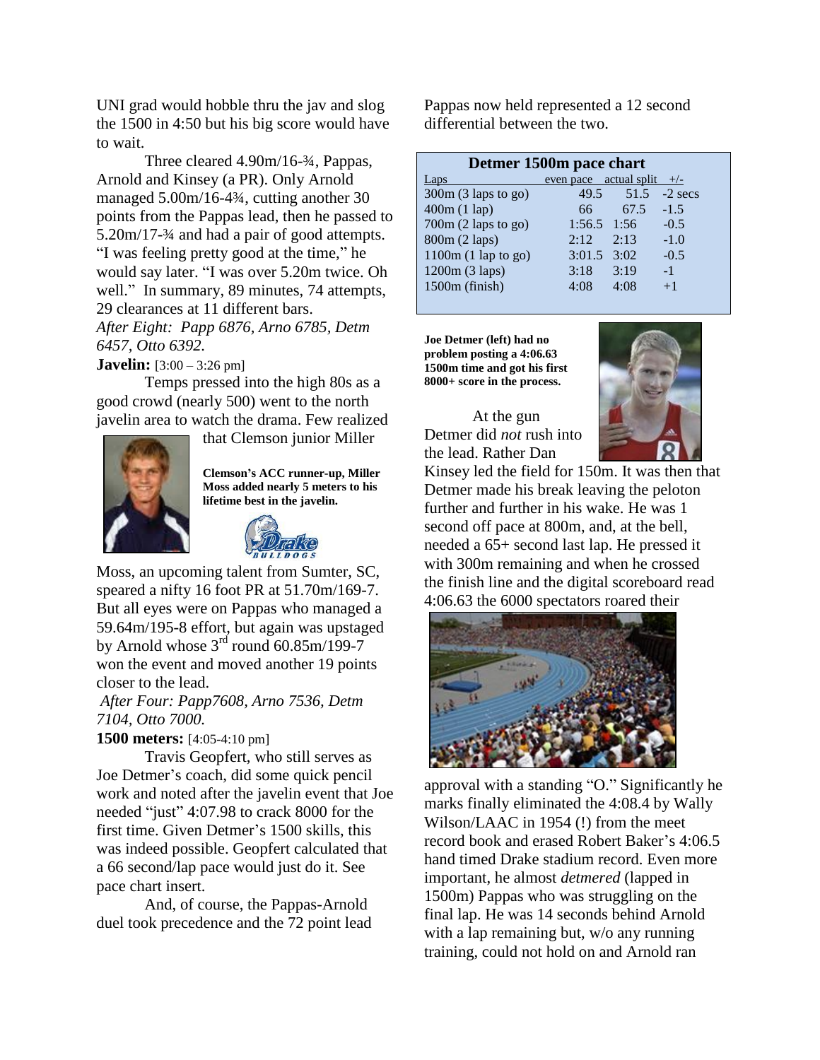UNI grad would hobble thru the jav and slog the 1500 in 4:50 but his big score would have to wait.

Three cleared 4.90m/16-¾, Pappas, Arnold and Kinsey (a PR). Only Arnold managed 5.00m/16-4¾, cutting another 30 points from the Pappas lead, then he passed to 5.20m/17-¾ and had a pair of good attempts. "I was feeling pretty good at the time," he would say later. "I was over 5.20m twice. Oh well." In summary, 89 minutes, 74 attempts, 29 clearances at 11 different bars.

*After Eight: Papp 6876, Arno 6785, Detm 6457, Otto 6392.*

**Javelin:** [3:00 – 3:26 pm]

Temps pressed into the high 80s as a good crowd (nearly 500) went to the north javelin area to watch the drama. Few realized that Clemson junior Miller Moss, an upcoming talent from Sumter, SC, speared a nifty 16 foot PR at 51.70m/169-7. But all eyes were on Pappas who managed a 59.64m/195-8 effort, but again was upstaged by Arnold whose 3rd round 60.85m/199-7 won the event and moved another 19 points closer to the lead.

**Clemson's ACC runner-up, Miller Moss added nearly 5 meters to his lifetime best in the javelin.**

*After Four: Papp7608, Arno 7536, Detm 7104, Otto 7000.*

**1500 meters:** [4:05-4:10 pm]

Travis Geopfert, who still serves as Joe Detmer's coach, did some quick pencil work and noted after the javelin event that Joe needed "just" 4:07.98 to crack 8000 for the first time. Given Detmer's 1500 skills, this was indeed possible. Geopfert calculated that a 66 second/lap pace would just do it. See pace chart insert.

And, of course, the Pappas-Arnold duel took precedence and the 72 point lead Pappas now held represented a 12 second differential between the two.

**Detmer 1500m pace chart**

| Laps | even pace | actual split | +/- |
|---|---|---|---|
| 300m (3 laps to go) | 49.5 | 51.5 | -2 secs |
| 400m (1 lap) | 66 | 67.5 | -1.5 |
| 700m (2 laps to go) | 1:56.5 | 1:56 | -0.5 |
| 800m (2 laps) | 2:12 | 2:13 | -1.0 |
| 1100m (1 lap to go) | 3:01.5 | 3:02 | -0.5 |
| 1200m (3 laps) | 3:18 | 3:19 | -1 |
| 1500m (finish) | 4:08 | 4:08 | +1 |

**Joe Detmer (left) had no problem posting a 4:06.63 1500m time and got his first 8000+ score in the process.**

At the gun Detmer did *not* rush into the lead. Rather Dan Kinsey led the field for 150m. It was then that Detmer made his break leaving the peloton further and further in his wake. He was 1 second off pace at 800m, and, at the bell, needed a 65+ second last lap. He pressed it with 300m remaining and when he crossed the finish line and the digital scoreboard read 4:06.63 the 6000 spectators roared their approval with a standing "O." Significantly he marks finally eliminated the 4:08.4 by Wally Wilson/LAAC in 1954 (!) from the meet record book and erased Robert Baker's 4:06.5 hand timed Drake stadium record. Even more important, he almost *detmered* (lapped in 1500m) Pappas who was struggling on the final lap. He was 14 seconds behind Arnold with a lap remaining but, w/o any running training, could not hold on and Arnold ran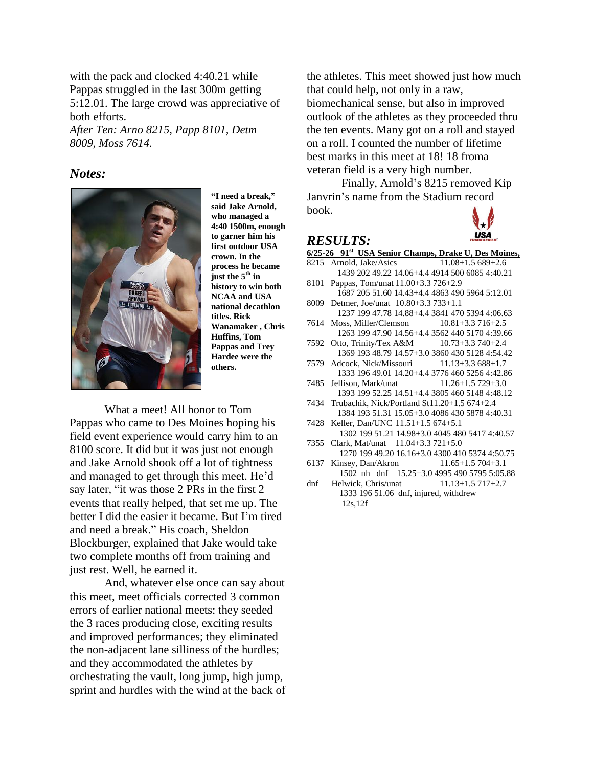with the pack and clocked 4:40.21 while Pappas struggled in the last 300m getting 5:12.01. The large crowd was appreciative of both efforts.

*After Ten: Arno 8215, Papp 8101, Detm 8009, Moss 7614.*

## *Notes:*

**"I need a break," said Jake Arnold, who managed a 4:40 1500m, enough to garner him his first outdoor USA crown. In the process he became just the 5th in history to win both NCAA and USA national decathlon titles. Rick Wanamaker , Chris Huffins, Tom Pappas and Trey Hardee were the others.**

What a meet! All honor to Tom Pappas who came to Des Moines hoping his field event experience would carry him to an 8100 score. It did but it was just not enough and Jake Arnold shook off a lot of tightness and managed to get through this meet. He'd say later, "it was those 2 PRs in the first 2 events that really helped, that set me up. The better I did the easier it became. But I'm tired and need a break." His coach, Sheldon Blockburger, explained that Jake would take two complete months off from training and just rest. Well, he earned it.

And, whatever else once can say about this meet, meet officials corrected 3 common errors of earlier national meets: they seeded the 3 races producing close, exciting results and improved performances; they eliminated the non-adjacent lane silliness of the hurdles; and they accommodated the athletes by orchestrating the vault, long jump, high jump, sprint and hurdles with the wind at the back of the athletes. This meet showed just how much that could help, not only in a raw, biomechanical sense, but also in improved outlook of the athletes as they proceeded thru the ten events. Many got on a roll and stayed on a roll. I counted the number of lifetime best marks in this meet at 18! 18 froma veteran field is a very high number.

Finally, Arnold's 8215 removed Kip Janvrin's name from the Stadium record book.

## *RESULTS:*

**6/25-26 91st USA Senior Champs, Drake U, Des Moines,**

8215 Arnold, Jake/Asics 11.08+1.5 689+2.6
1439 202 49.22 14.06+4.4 4914 500 6085 4:40.21

8101 Pappas, Tom/unat 11.00+3.3 726+2.9
1687 205 51.60 14.43+4.4 4863 490 5964 5:12.01

8009 Detmer, Joe/unat 10.80+3.3 733+1.1
1237 199 47.78 14.88+4.4 3841 470 5394 4:06.63

7614 Moss, Miller/Clemson 10.81+3.3 716+2.5
1263 199 47.90 14.56+4.4 3562 440 5170 4:39.66

7592 Otto, Trinity/Tex A&M 10.73+3.3 740+2.4
1369 193 48.79 14.57+3.0 3860 430 5128 4:54.42

7579 Adcock, Nick/Missouri 11.13+3.3 688+1.7
1333 196 49.01 14.20+4.4 3776 460 5256 4:42.86

7485 Jellison, Mark/unat 11.26+1.5 729+3.0
1393 199 52.25 14.51+4.4 3805 460 5148 4:48.12

7434 Trubachik, Nick/Portland St11.20+1.5 674+2.4
1384 193 51.31 15.05+3.0 4086 430 5878 4:40.31

7428 Keller, Dan/UNC 11.51+1.5 674+5.1
1302 199 51.21 14.98+3.0 4045 480 5417 4:40.57

7355 Clark, Mat/unat 11.04+3.3 721+5.0
1270 199 49.20 16.16+3.0 4300 410 5374 4:50.75

6137 Kinsey, Dan/Akron 11.65+1.5 704+3.1
1502 nh dnf 15.25+3.0 4995 490 5795 5:05.88

dnf Helwick, Chris/unat 11.13+1.5 717+2.7
1333 196 51.06 dnf, injured, withdrew
12s,12f